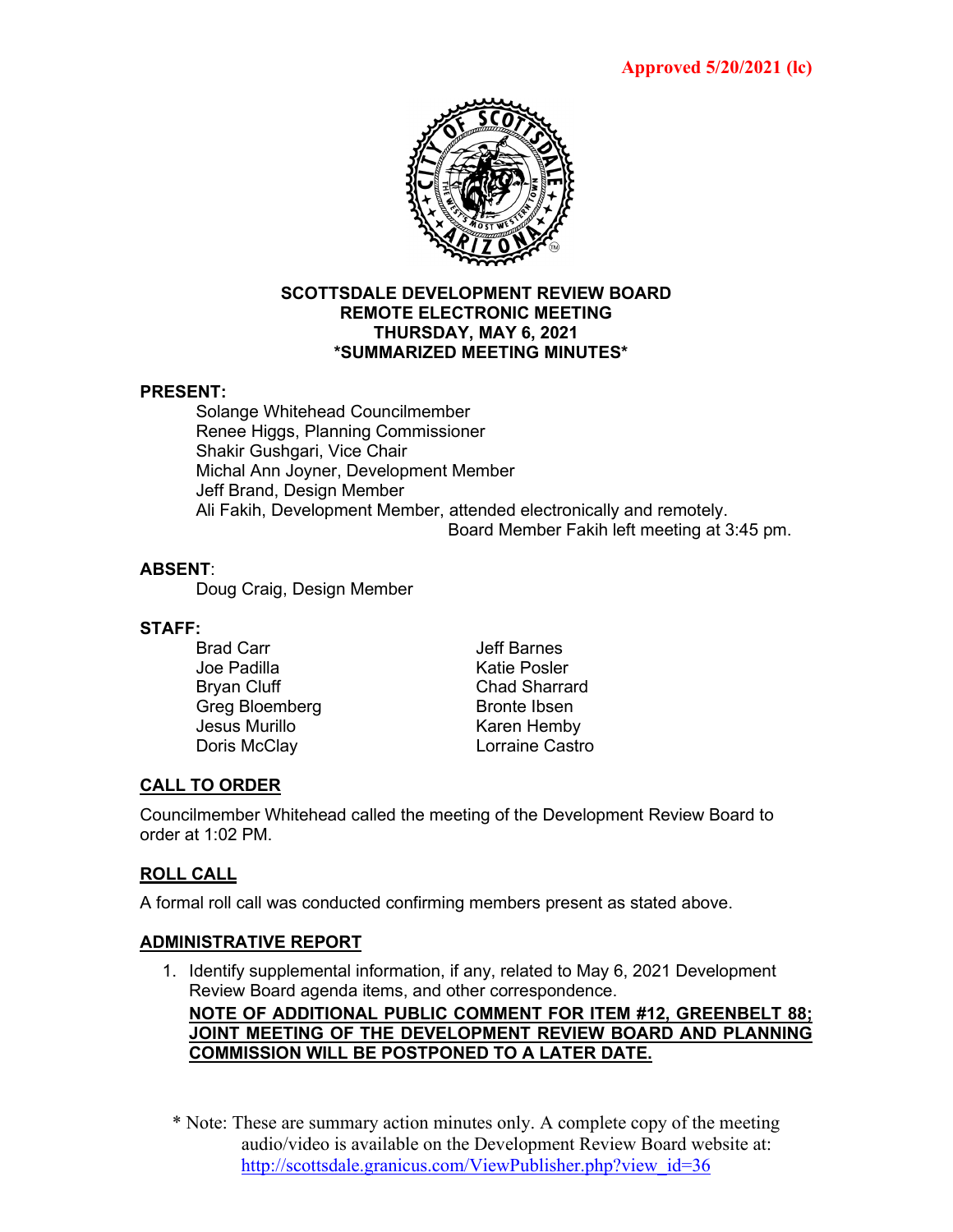**Approved 5/20/2021 (lc)**

# SCOTTSDALE DEVELOPMENT REVIEW BOARD
## REMOTE ELECTRONIC MEETING
## THURSDAY, MAY 6, 2021
## *SUMMARIZED MEETING MINUTES*

**PRESENT:**

Solange Whitehead Councilmember
Renee Higgs, Planning Commissioner
Shakir Gushgari, Vice Chair
Michal Ann Joyner, Development Member
Jeff Brand, Design Member
Ali Fakih, Development Member, attended electronically and remotely.
Board Member Fakih left meeting at 3:45 pm.

**ABSENT**:

Doug Craig, Design Member

**STAFF:**

| | |
|---|---|
| Brad Carr | Jeff Barnes |
| Joe Padilla | Katie Posler |
| Bryan Cluff | Chad Sharrard |
| Greg Bloemberg | Bronte Ibsen |
| Jesus Murillo | Karen Hemby |
| Doris McClay | Lorraine Castro |

**CALL TO ORDER**

Councilmember Whitehead called the meeting of the Development Review Board to order at 1:02 PM.

**ROLL CALL**

A formal roll call was conducted confirming members present as stated above.

**ADMINISTRATIVE REPORT**

1. Identify supplemental information, if any, related to May 6, 2021 Development Review Board agenda items, and other correspondence.
   **NOTE OF ADDITIONAL PUBLIC COMMENT FOR ITEM #12, GREENBELT 88; JOINT MEETING OF THE DEVELOPMENT REVIEW BOARD AND PLANNING COMMISSION WILL BE POSTPONED TO A LATER DATE.**

\* Note: These are summary action minutes only. A complete copy of the meeting audio/video is available on the Development Review Board website at: http://scottsdale.granicus.com/ViewPublisher.php?view_id=36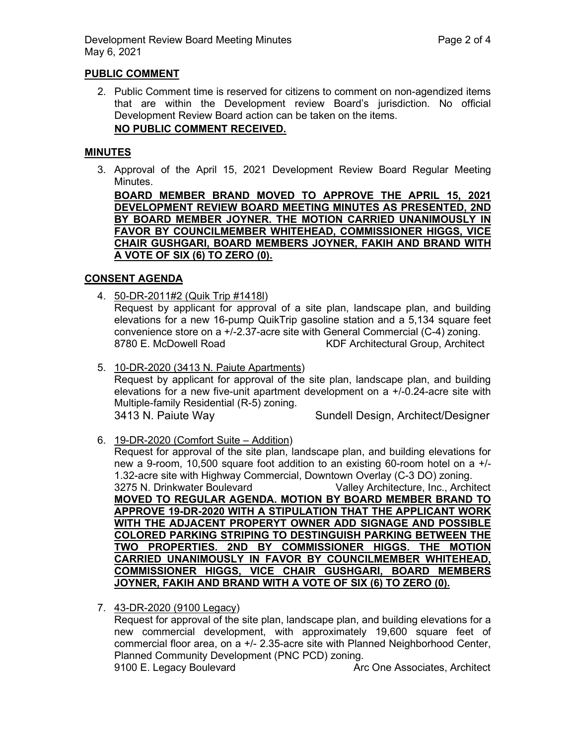## PUBLIC COMMENT

2. Public Comment time is reserved for citizens to comment on non-agendized items that are within the Development review Board's jurisdiction. No official Development Review Board action can be taken on the items.
   **NO PUBLIC COMMENT RECEIVED.**

## MINUTES

3. Approval of the April 15, 2021 Development Review Board Regular Meeting Minutes.
   **BOARD MEMBER BRAND MOVED TO APPROVE THE APRIL 15, 2021 DEVELOPMENT REVIEW BOARD MEETING MINUTES AS PRESENTED, 2ND BY BOARD MEMBER JOYNER. THE MOTION CARRIED UNANIMOUSLY IN FAVOR BY COUNCILMEMBER WHITEHEAD, COMMISSIONER HIGGS, VICE CHAIR GUSHGARI, BOARD MEMBERS JOYNER, FAKIH AND BRAND WITH A VOTE OF SIX (6) TO ZERO (0).**

## CONSENT AGENDA

4. 50-DR-2011#2 (Quik Trip #1418l)
   Request by applicant for approval of a site plan, landscape plan, and building elevations for a new 16-pump QuikTrip gasoline station and a 5,134 square feet convenience store on a +/-2.37-acre site with General Commercial (C-4) zoning.
   8780 E. McDowell Road — KDF Architectural Group, Architect

5. 10-DR-2020 (3413 N. Paiute Apartments)
   Request by applicant for approval of the site plan, landscape plan, and building elevations for a new five-unit apartment development on a +/-0.24-acre site with Multiple-family Residential (R-5) zoning.
   3413 N. Paiute Way — Sundell Design, Architect/Designer

6. 19-DR-2020 (Comfort Suite – Addition)
   Request for approval of the site plan, landscape plan, and building elevations for new a 9-room, 10,500 square foot addition to an existing 60-room hotel on a +/- 1.32-acre site with Highway Commercial, Downtown Overlay (C-3 DO) zoning.
   3275 N. Drinkwater Boulevard — Valley Architecture, Inc., Architect
   **MOVED TO REGULAR AGENDA. MOTION BY BOARD MEMBER BRAND TO APPROVE 19-DR-2020 WITH A STIPULATION THAT THE APPLICANT WORK WITH THE ADJACENT PROPERYT OWNER ADD SIGNAGE AND POSSIBLE COLORED PARKING STRIPING TO DESTINGUISH PARKING BETWEEN THE TWO PROPERTIES. 2ND BY COMMISSIONER HIGGS. THE MOTION CARRIED UNANIMOUSLY IN FAVOR BY COUNCILMEMBER WHITEHEAD, COMMISSIONER HIGGS, VICE CHAIR GUSHGARI, BOARD MEMBERS JOYNER, FAKIH AND BRAND WITH A VOTE OF SIX (6) TO ZERO (0).**

7. 43-DR-2020 (9100 Legacy)
   Request for approval of the site plan, landscape plan, and building elevations for a new commercial development, with approximately 19,600 square feet of commercial floor area, on a +/- 2.35-acre site with Planned Neighborhood Center, Planned Community Development (PNC PCD) zoning.
   9100 E. Legacy Boulevard — Arc One Associates, Architect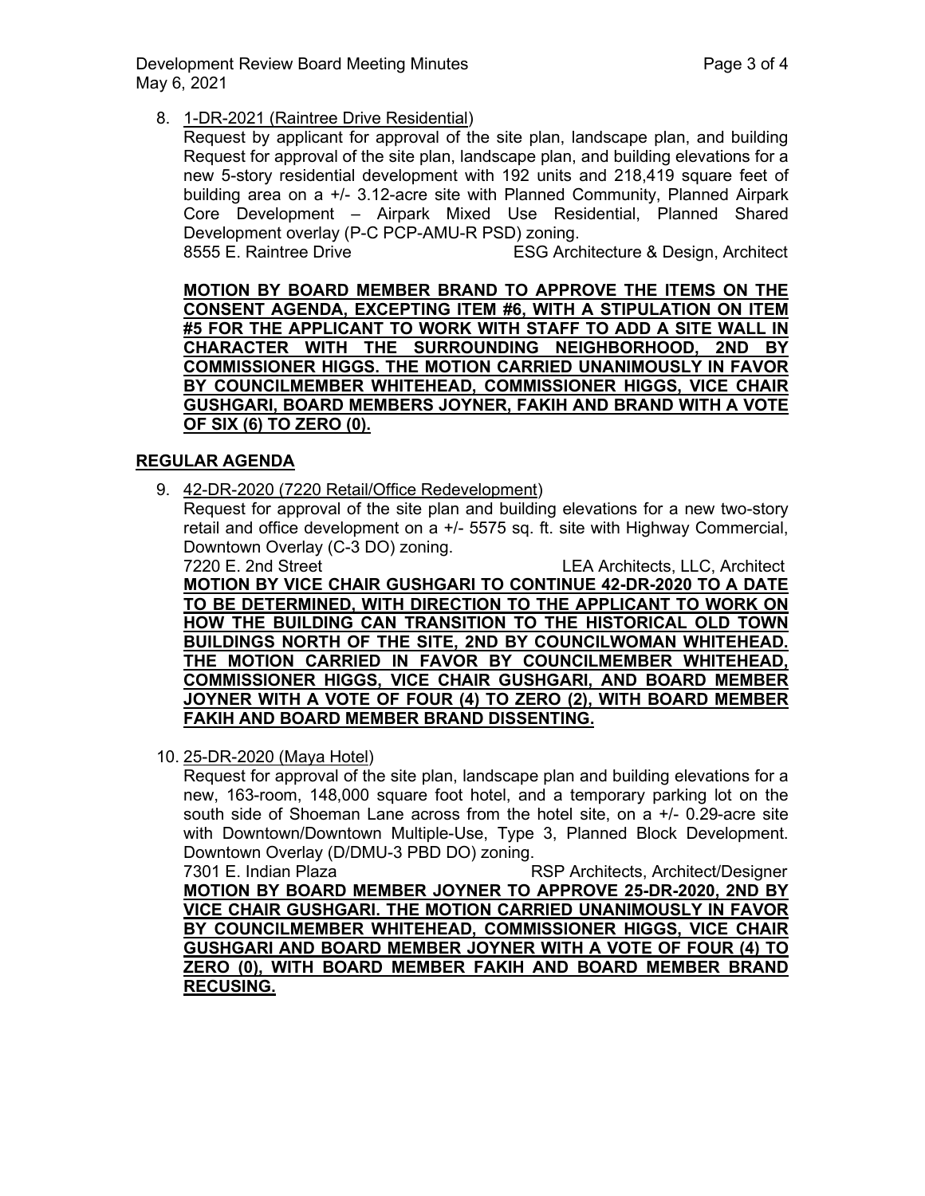8. 1-DR-2021 (Raintree Drive Residential)
   Request by applicant for approval of the site plan, landscape plan, and building Request for approval of the site plan, landscape plan, and building elevations for a new 5-story residential development with 192 units and 218,419 square feet of building area on a +/- 3.12-acre site with Planned Community, Planned Airpark Core Development – Airpark Mixed Use Residential, Planned Shared Development overlay (P-C PCP-AMU-R PSD) zoning.
   8555 E. Raintree Drive ESG Architecture & Design, Architect

   **MOTION BY BOARD MEMBER BRAND TO APPROVE THE ITEMS ON THE CONSENT AGENDA, EXCEPTING ITEM #6, WITH A STIPULATION ON ITEM #5 FOR THE APPLICANT TO WORK WITH STAFF TO ADD A SITE WALL IN CHARACTER WITH THE SURROUNDING NEIGHBORHOOD, 2ND BY COMMISSIONER HIGGS. THE MOTION CARRIED UNANIMOUSLY IN FAVOR BY COUNCILMEMBER WHITEHEAD, COMMISSIONER HIGGS, VICE CHAIR GUSHGARI, BOARD MEMBERS JOYNER, FAKIH AND BRAND WITH A VOTE OF SIX (6) TO ZERO (0).**

## REGULAR AGENDA

9. 42-DR-2020 (7220 Retail/Office Redevelopment)
   Request for approval of the site plan and building elevations for a new two-story retail and office development on a +/- 5575 sq. ft. site with Highway Commercial, Downtown Overlay (C-3 DO) zoning.
   7220 E. 2nd Street LEA Architects, LLC, Architect
   **MOTION BY VICE CHAIR GUSHGARI TO CONTINUE 42-DR-2020 TO A DATE TO BE DETERMINED, WITH DIRECTION TO THE APPLICANT TO WORK ON HOW THE BUILDING CAN TRANSITION TO THE HISTORICAL OLD TOWN BUILDINGS NORTH OF THE SITE, 2ND BY COUNCILWOMAN WHITEHEAD. THE MOTION CARRIED IN FAVOR BY COUNCILMEMBER WHITEHEAD, COMMISSIONER HIGGS, VICE CHAIR GUSHGARI, AND BOARD MEMBER JOYNER WITH A VOTE OF FOUR (4) TO ZERO (2), WITH BOARD MEMBER FAKIH AND BOARD MEMBER BRAND DISSENTING.**

10. 25-DR-2020 (Maya Hotel)
    Request for approval of the site plan, landscape plan and building elevations for a new, 163-room, 148,000 square foot hotel, and a temporary parking lot on the south side of Shoeman Lane across from the hotel site, on a +/- 0.29-acre site with Downtown/Downtown Multiple-Use, Type 3, Planned Block Development. Downtown Overlay (D/DMU-3 PBD DO) zoning.
    7301 E. Indian Plaza RSP Architects, Architect/Designer
    **MOTION BY BOARD MEMBER JOYNER TO APPROVE 25-DR-2020, 2ND BY VICE CHAIR GUSHGARI. THE MOTION CARRIED UNANIMOUSLY IN FAVOR BY COUNCILMEMBER WHITEHEAD, COMMISSIONER HIGGS, VICE CHAIR GUSHGARI AND BOARD MEMBER JOYNER WITH A VOTE OF FOUR (4) TO ZERO (0), WITH BOARD MEMBER FAKIH AND BOARD MEMBER BRAND RECUSING.**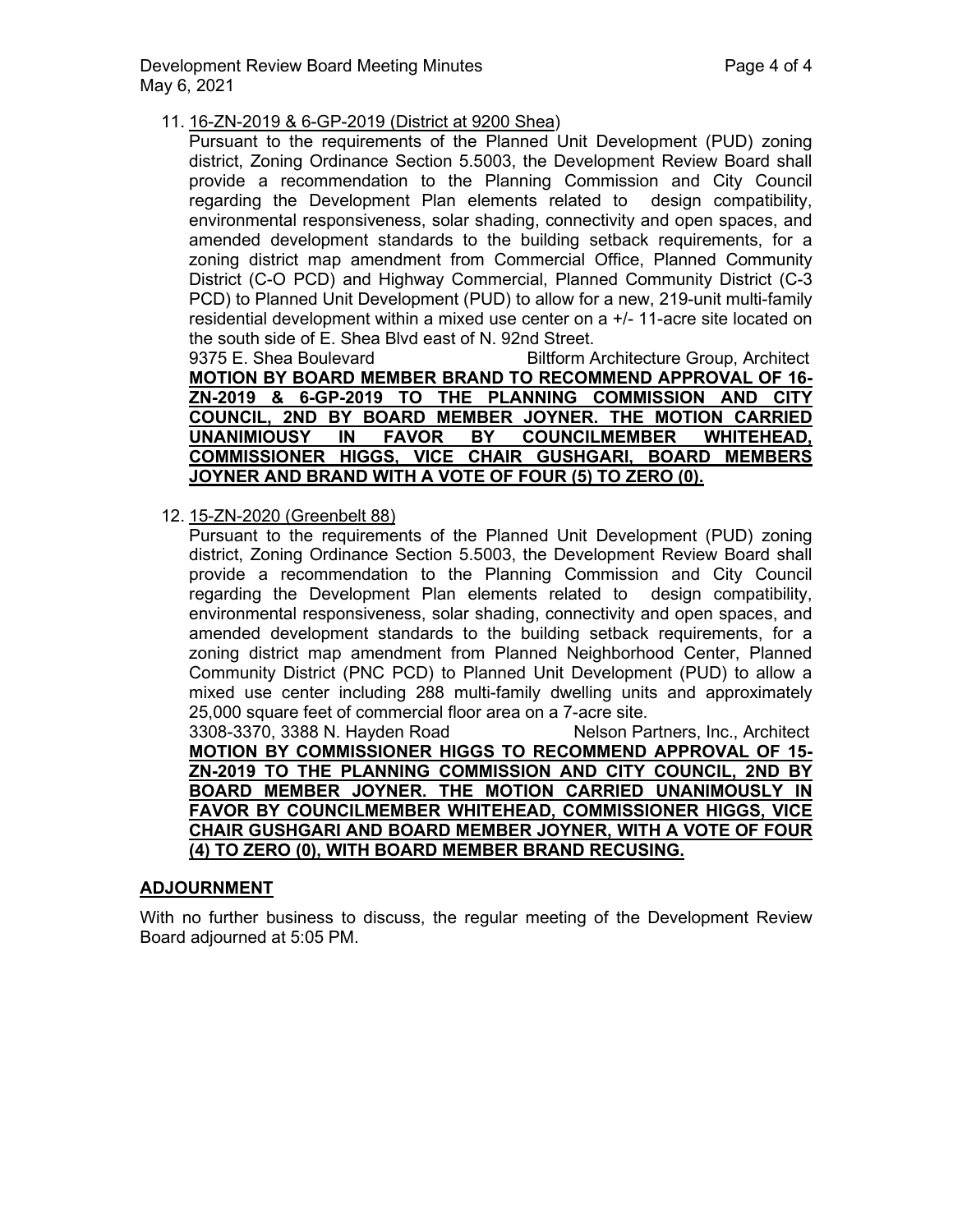11. 16-ZN-2019 & 6-GP-2019 (District at 9200 Shea)

    Pursuant to the requirements of the Planned Unit Development (PUD) zoning district, Zoning Ordinance Section 5.5003, the Development Review Board shall provide a recommendation to the Planning Commission and City Council regarding the Development Plan elements related to design compatibility, environmental responsiveness, solar shading, connectivity and open spaces, and amended development standards to the building setback requirements, for a zoning district map amendment from Commercial Office, Planned Community District (C-O PCD) and Highway Commercial, Planned Community District (C-3 PCD) to Planned Unit Development (PUD) to allow for a new, 219-unit multi-family residential development within a mixed use center on a +/- 11-acre site located on the south side of E. Shea Blvd east of N. 92nd Street.

    9375 E. Shea Boulevard — Biltform Architecture Group, Architect

    **MOTION BY BOARD MEMBER BRAND TO RECOMMEND APPROVAL OF 16-ZN-2019 & 6-GP-2019 TO THE PLANNING COMMISSION AND CITY COUNCIL, 2ND BY BOARD MEMBER JOYNER. THE MOTION CARRIED UNANIMIOUSY IN FAVOR BY COUNCILMEMBER WHITEHEAD, COMMISSIONER HIGGS, VICE CHAIR GUSHGARI, BOARD MEMBERS JOYNER AND BRAND WITH A VOTE OF FOUR (5) TO ZERO (0).**

12. 15-ZN-2020 (Greenbelt 88)

    Pursuant to the requirements of the Planned Unit Development (PUD) zoning district, Zoning Ordinance Section 5.5003, the Development Review Board shall provide a recommendation to the Planning Commission and City Council regarding the Development Plan elements related to design compatibility, environmental responsiveness, solar shading, connectivity and open spaces, and amended development standards to the building setback requirements, for a zoning district map amendment from Planned Neighborhood Center, Planned Community District (PNC PCD) to Planned Unit Development (PUD) to allow a mixed use center including 288 multi-family dwelling units and approximately 25,000 square feet of commercial floor area on a 7-acre site.

    3308-3370, 3388 N. Hayden Road — Nelson Partners, Inc., Architect

    **MOTION BY COMMISSIONER HIGGS TO RECOMMEND APPROVAL OF 15-ZN-2019 TO THE PLANNING COMMISSION AND CITY COUNCIL, 2ND BY BOARD MEMBER JOYNER. THE MOTION CARRIED UNANIMOUSLY IN FAVOR BY COUNCILMEMBER WHITEHEAD, COMMISSIONER HIGGS, VICE CHAIR GUSHGARI AND BOARD MEMBER JOYNER, WITH A VOTE OF FOUR (4) TO ZERO (0), WITH BOARD MEMBER BRAND RECUSING.**

## ADJOURNMENT

With no further business to discuss, the regular meeting of the Development Review Board adjourned at 5:05 PM.